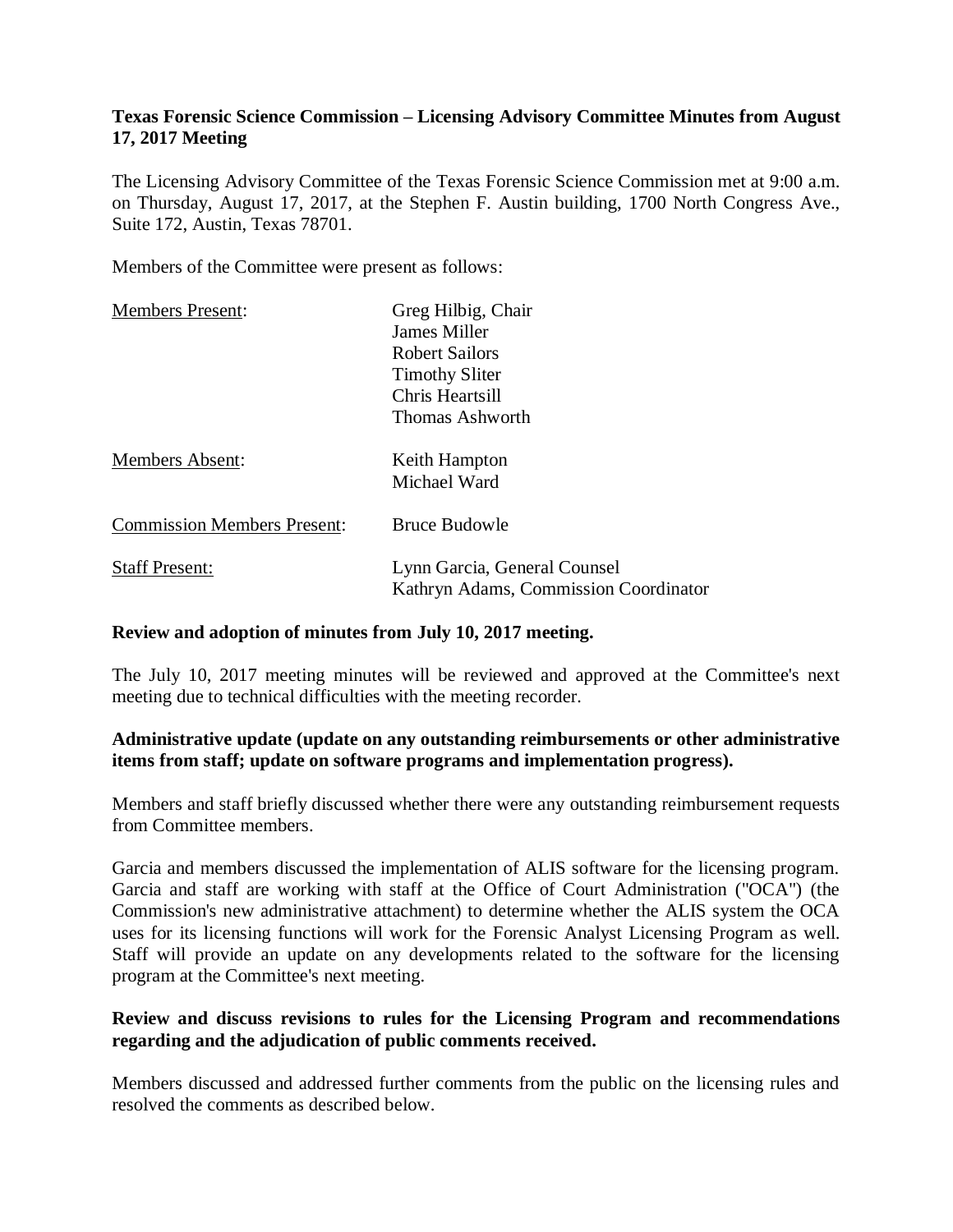**Texas Forensic Science Commission – Licensing Advisory Committee Minutes from August 17, 2017 Meeting**

The Licensing Advisory Committee of the Texas Forensic Science Commission met at 9:00 a.m. on Thursday, August 17, 2017, at the Stephen F. Austin building, 1700 North Congress Ave., Suite 172, Austin, Texas 78701.

Members of the Committee were present as follows:

| | |
|---|---|
| Members Present: | Greg Hilbig, Chair<br>James Miller<br>Robert Sailors<br>Timothy Sliter<br>Chris Heartsill<br>Thomas Ashworth |
| Members Absent: | Keith Hampton<br>Michael Ward |
| Commission Members Present: | Bruce Budowle |
| Staff Present: | Lynn Garcia, General Counsel<br>Kathryn Adams, Commission Coordinator |

**Review and adoption of minutes from July 10, 2017 meeting.**

The July 10, 2017 meeting minutes will be reviewed and approved at the Committee's next meeting due to technical difficulties with the meeting recorder.

**Administrative update (update on any outstanding reimbursements or other administrative items from staff; update on software programs and implementation progress).**

Members and staff briefly discussed whether there were any outstanding reimbursement requests from Committee members.

Garcia and members discussed the implementation of ALIS software for the licensing program. Garcia and staff are working with staff at the Office of Court Administration ("OCA") (the Commission's new administrative attachment) to determine whether the ALIS system the OCA uses for its licensing functions will work for the Forensic Analyst Licensing Program as well. Staff will provide an update on any developments related to the software for the licensing program at the Committee's next meeting.

**Review and discuss revisions to rules for the Licensing Program and recommendations regarding and the adjudication of public comments received.**

Members discussed and addressed further comments from the public on the licensing rules and resolved the comments as described below.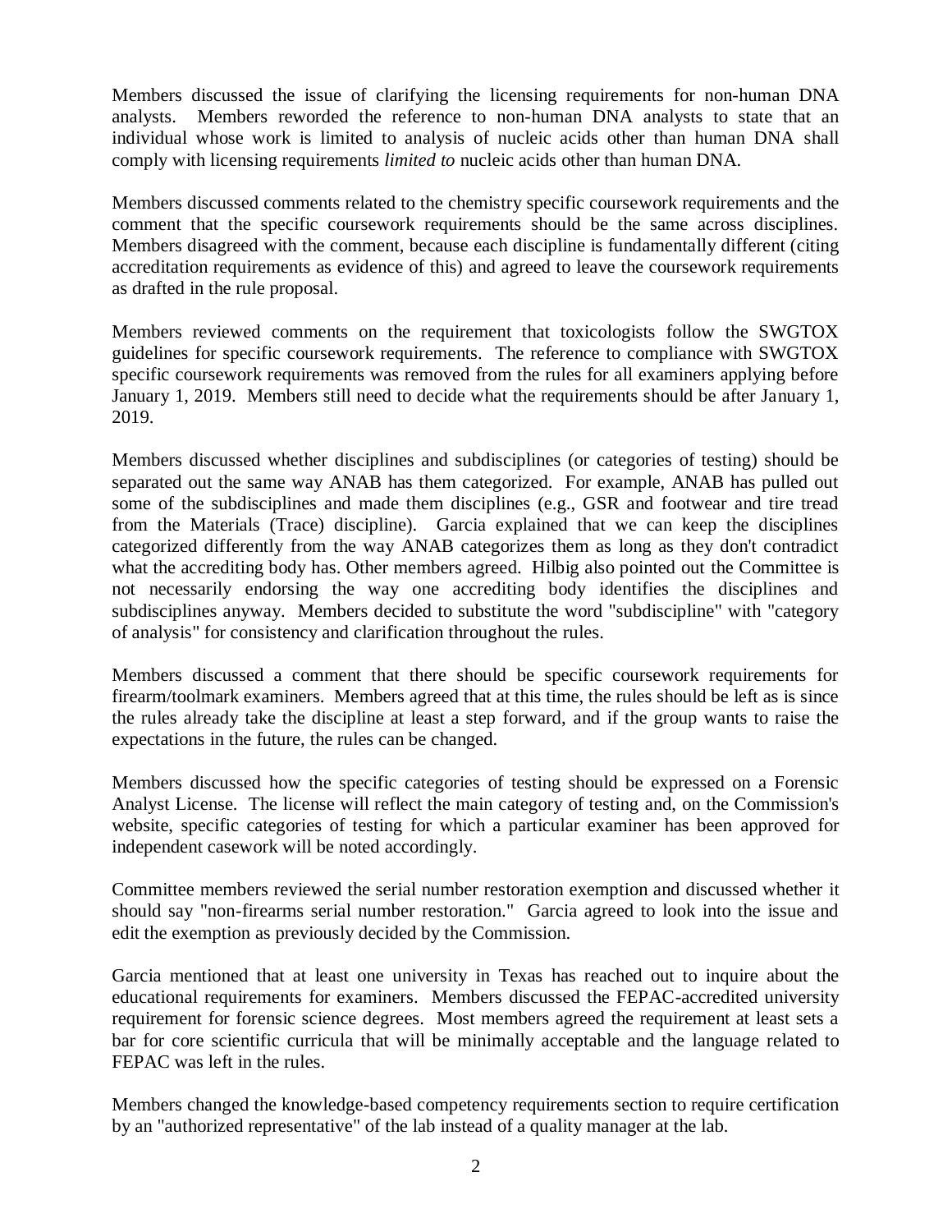Members discussed the issue of clarifying the licensing requirements for non-human DNA analysts. Members reworded the reference to non-human DNA analysts to state that an individual whose work is limited to analysis of nucleic acids other than human DNA shall comply with licensing requirements *limited to* nucleic acids other than human DNA.

Members discussed comments related to the chemistry specific coursework requirements and the comment that the specific coursework requirements should be the same across disciplines. Members disagreed with the comment, because each discipline is fundamentally different (citing accreditation requirements as evidence of this) and agreed to leave the coursework requirements as drafted in the rule proposal.

Members reviewed comments on the requirement that toxicologists follow the SWGTOX guidelines for specific coursework requirements. The reference to compliance with SWGTOX specific coursework requirements was removed from the rules for all examiners applying before January 1, 2019. Members still need to decide what the requirements should be after January 1, 2019.

Members discussed whether disciplines and subdisciplines (or categories of testing) should be separated out the same way ANAB has them categorized. For example, ANAB has pulled out some of the subdisciplines and made them disciplines (e.g., GSR and footwear and tire tread from the Materials (Trace) discipline). Garcia explained that we can keep the disciplines categorized differently from the way ANAB categorizes them as long as they don't contradict what the accrediting body has. Other members agreed. Hilbig also pointed out the Committee is not necessarily endorsing the way one accrediting body identifies the disciplines and subdisciplines anyway. Members decided to substitute the word "subdiscipline" with "category of analysis" for consistency and clarification throughout the rules.

Members discussed a comment that there should be specific coursework requirements for firearm/toolmark examiners. Members agreed that at this time, the rules should be left as is since the rules already take the discipline at least a step forward, and if the group wants to raise the expectations in the future, the rules can be changed.

Members discussed how the specific categories of testing should be expressed on a Forensic Analyst License. The license will reflect the main category of testing and, on the Commission's website, specific categories of testing for which a particular examiner has been approved for independent casework will be noted accordingly.

Committee members reviewed the serial number restoration exemption and discussed whether it should say "non-firearms serial number restoration." Garcia agreed to look into the issue and edit the exemption as previously decided by the Commission.

Garcia mentioned that at least one university in Texas has reached out to inquire about the educational requirements for examiners. Members discussed the FEPAC-accredited university requirement for forensic science degrees. Most members agreed the requirement at least sets a bar for core scientific curricula that will be minimally acceptable and the language related to FEPAC was left in the rules.

Members changed the knowledge-based competency requirements section to require certification by an "authorized representative" of the lab instead of a quality manager at the lab.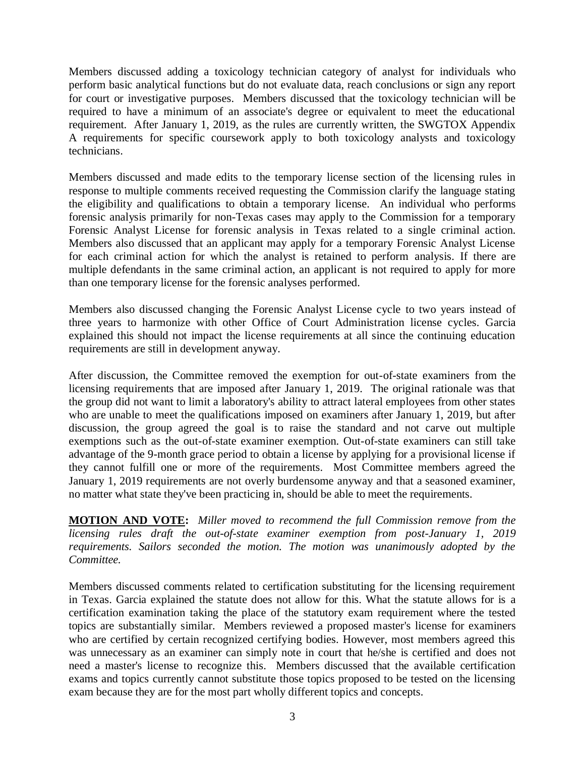Members discussed adding a toxicology technician category of analyst for individuals who perform basic analytical functions but do not evaluate data, reach conclusions or sign any report for court or investigative purposes. Members discussed that the toxicology technician will be required to have a minimum of an associate's degree or equivalent to meet the educational requirement. After January 1, 2019, as the rules are currently written, the SWGTOX Appendix A requirements for specific coursework apply to both toxicology analysts and toxicology technicians.

Members discussed and made edits to the temporary license section of the licensing rules in response to multiple comments received requesting the Commission clarify the language stating the eligibility and qualifications to obtain a temporary license. An individual who performs forensic analysis primarily for non-Texas cases may apply to the Commission for a temporary Forensic Analyst License for forensic analysis in Texas related to a single criminal action. Members also discussed that an applicant may apply for a temporary Forensic Analyst License for each criminal action for which the analyst is retained to perform analysis. If there are multiple defendants in the same criminal action, an applicant is not required to apply for more than one temporary license for the forensic analyses performed.

Members also discussed changing the Forensic Analyst License cycle to two years instead of three years to harmonize with other Office of Court Administration license cycles. Garcia explained this should not impact the license requirements at all since the continuing education requirements are still in development anyway.

After discussion, the Committee removed the exemption for out-of-state examiners from the licensing requirements that are imposed after January 1, 2019. The original rationale was that the group did not want to limit a laboratory's ability to attract lateral employees from other states who are unable to meet the qualifications imposed on examiners after January 1, 2019, but after discussion, the group agreed the goal is to raise the standard and not carve out multiple exemptions such as the out-of-state examiner exemption. Out-of-state examiners can still take advantage of the 9-month grace period to obtain a license by applying for a provisional license if they cannot fulfill one or more of the requirements. Most Committee members agreed the January 1, 2019 requirements are not overly burdensome anyway and that a seasoned examiner, no matter what state they've been practicing in, should be able to meet the requirements.

**MOTION AND VOTE:** *Miller moved to recommend the full Commission remove from the licensing rules draft the out-of-state examiner exemption from post-January 1, 2019 requirements. Sailors seconded the motion. The motion was unanimously adopted by the Committee.*

Members discussed comments related to certification substituting for the licensing requirement in Texas. Garcia explained the statute does not allow for this. What the statute allows for is a certification examination taking the place of the statutory exam requirement where the tested topics are substantially similar. Members reviewed a proposed master's license for examiners who are certified by certain recognized certifying bodies. However, most members agreed this was unnecessary as an examiner can simply note in court that he/she is certified and does not need a master's license to recognize this. Members discussed that the available certification exams and topics currently cannot substitute those topics proposed to be tested on the licensing exam because they are for the most part wholly different topics and concepts.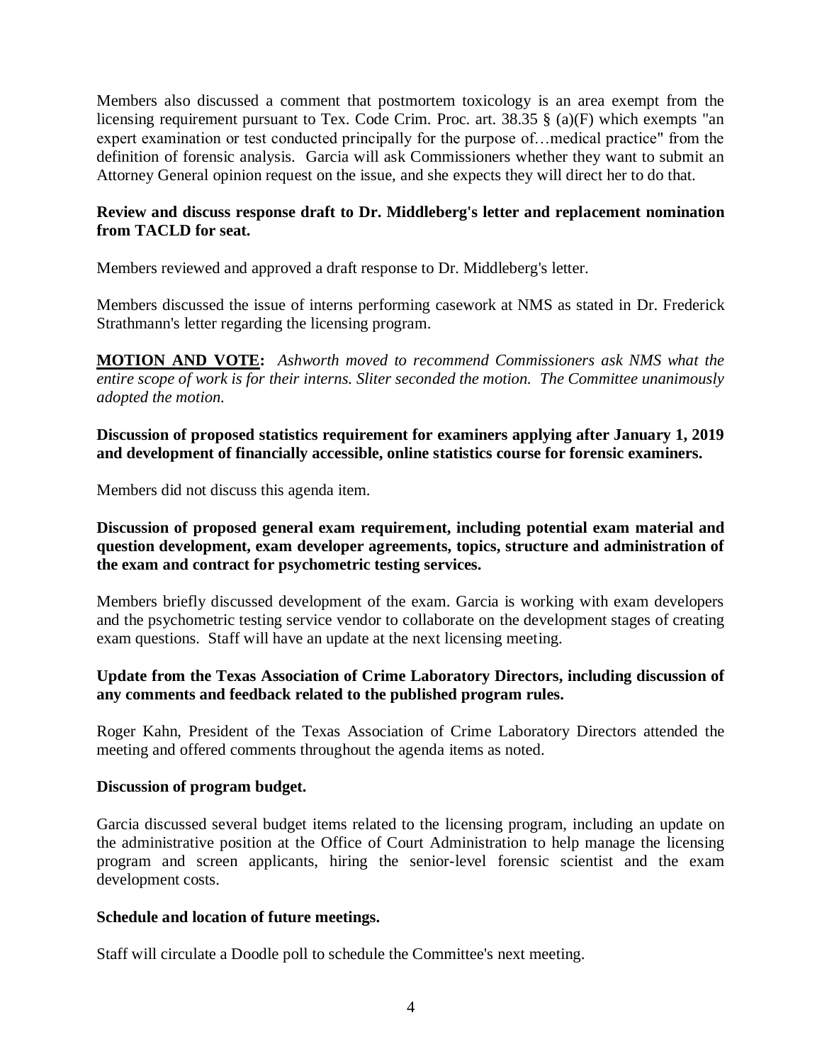Members also discussed a comment that postmortem toxicology is an area exempt from the licensing requirement pursuant to Tex. Code Crim. Proc. art. 38.35 § (a)(F) which exempts "an expert examination or test conducted principally for the purpose of…medical practice" from the definition of forensic analysis. Garcia will ask Commissioners whether they want to submit an Attorney General opinion request on the issue, and she expects they will direct her to do that.

**Review and discuss response draft to Dr. Middleberg's letter and replacement nomination from TACLD for seat.**

Members reviewed and approved a draft response to Dr. Middleberg's letter.

Members discussed the issue of interns performing casework at NMS as stated in Dr. Frederick Strathmann's letter regarding the licensing program.

**MOTION AND VOTE:** *Ashworth moved to recommend Commissioners ask NMS what the entire scope of work is for their interns. Sliter seconded the motion. The Committee unanimously adopted the motion.*

**Discussion of proposed statistics requirement for examiners applying after January 1, 2019 and development of financially accessible, online statistics course for forensic examiners.**

Members did not discuss this agenda item.

**Discussion of proposed general exam requirement, including potential exam material and question development, exam developer agreements, topics, structure and administration of the exam and contract for psychometric testing services.**

Members briefly discussed development of the exam. Garcia is working with exam developers and the psychometric testing service vendor to collaborate on the development stages of creating exam questions. Staff will have an update at the next licensing meeting.

**Update from the Texas Association of Crime Laboratory Directors, including discussion of any comments and feedback related to the published program rules.**

Roger Kahn, President of the Texas Association of Crime Laboratory Directors attended the meeting and offered comments throughout the agenda items as noted.

**Discussion of program budget.**

Garcia discussed several budget items related to the licensing program, including an update on the administrative position at the Office of Court Administration to help manage the licensing program and screen applicants, hiring the senior-level forensic scientist and the exam development costs.

**Schedule and location of future meetings.**

Staff will circulate a Doodle poll to schedule the Committee's next meeting.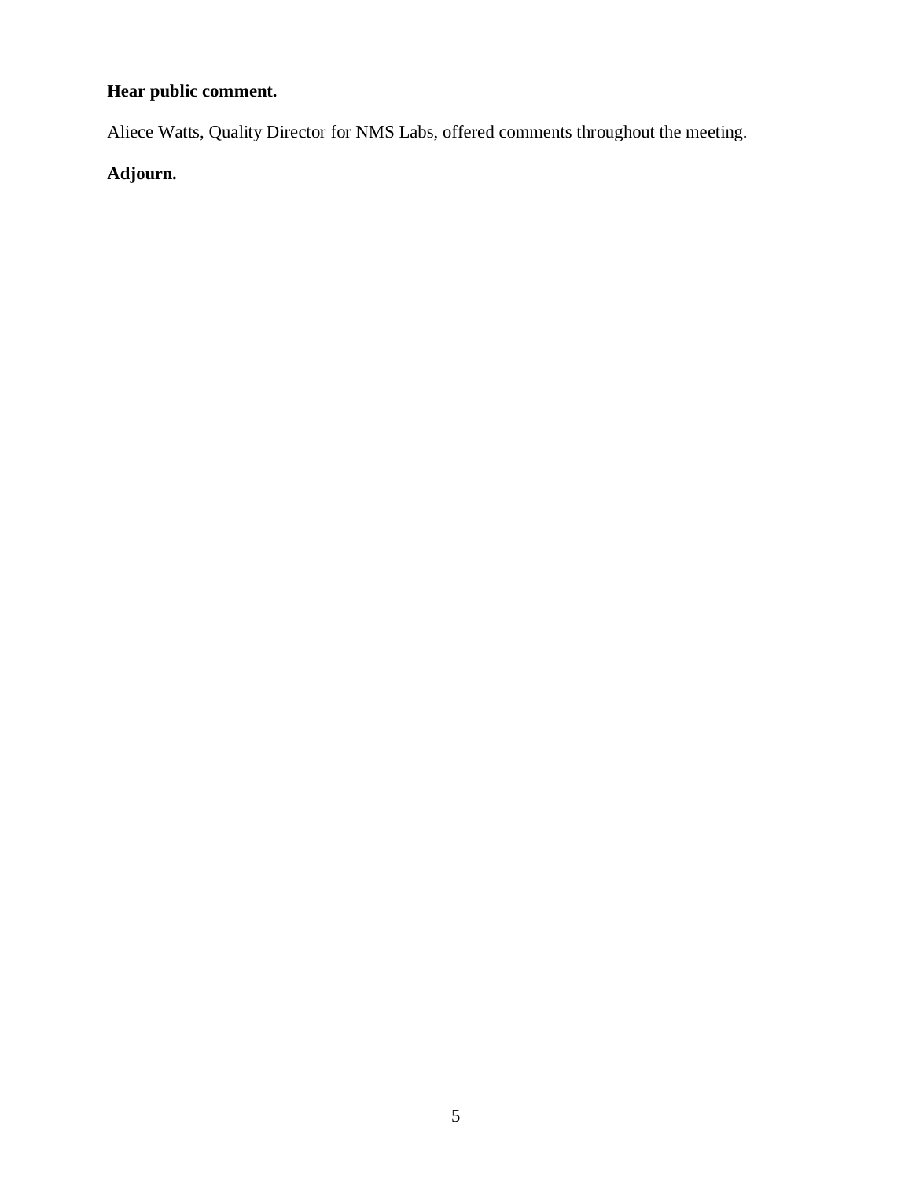**Hear public comment.**

Aliece Watts, Quality Director for NMS Labs, offered comments throughout the meeting.

**Adjourn.**